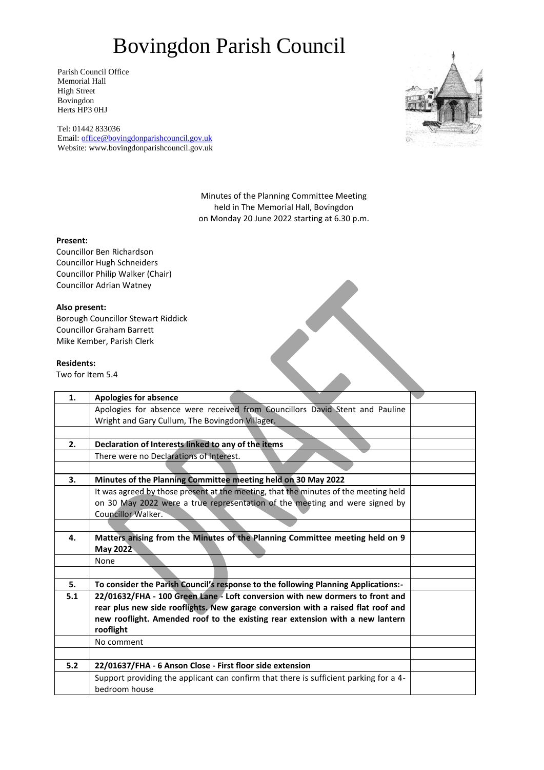# Bovingdon Parish Council

Parish Council Office
Memorial Hall
High Street
Bovingdon
Herts HP3 0HJ

Tel: 01442 833036
Email: office@bovingdonparishcouncil.gov.uk
Website: www.bovingdonparishcouncil.gov.uk

Minutes of the Planning Committee Meeting
held in The Memorial Hall, Bovingdon
on Monday 20 June 2022 starting at 6.30 p.m.

**Present:**
Councillor Ben Richardson
Councillor Hugh Schneiders
Councillor Philip Walker (Chair)
Councillor Adrian Watney

**Also present:**
Borough Councillor Stewart Riddick
Councillor Graham Barrett
Mike Kember, Parish Clerk

**Residents:**
Two for Item 5.4

| | | |
|---|---|---|
| **1.** | **Apologies for absence** | |
| | Apologies for absence were received from Councillors David Stent and Pauline Wright and Gary Cullum, The Bovingdon Villager. | |
| | | |
| **2.** | **Declaration of Interests linked to any of the items** | |
| | There were no Declarations of Interest. | |
| | | |
| **3.** | **Minutes of the Planning Committee meeting held on 30 May 2022** | |
| | It was agreed by those present at the meeting, that the minutes of the meeting held on 30 May 2022 were a true representation of the meeting and were signed by Councillor Walker. | |
| | | |
| **4.** | **Matters arising from the Minutes of the Planning Committee meeting held on 9 May 2022** | |
| | None | |
| | | |
| **5.** | **To consider the Parish Council's response to the following Planning Applications:-** | |
| **5.1** | **22/01632/FHA - 100 Green Lane - Loft conversion with new dormers to front and rear plus new side rooflights. New garage conversion with a raised flat roof and new rooflight. Amended roof to the existing rear extension with a new lantern rooflight** | |
| | No comment | |
| | | |
| **5.2** | **22/01637/FHA - 6 Anson Close - First floor side extension** | |
| | Support providing the applicant can confirm that there is sufficient parking for a 4-bedroom house | |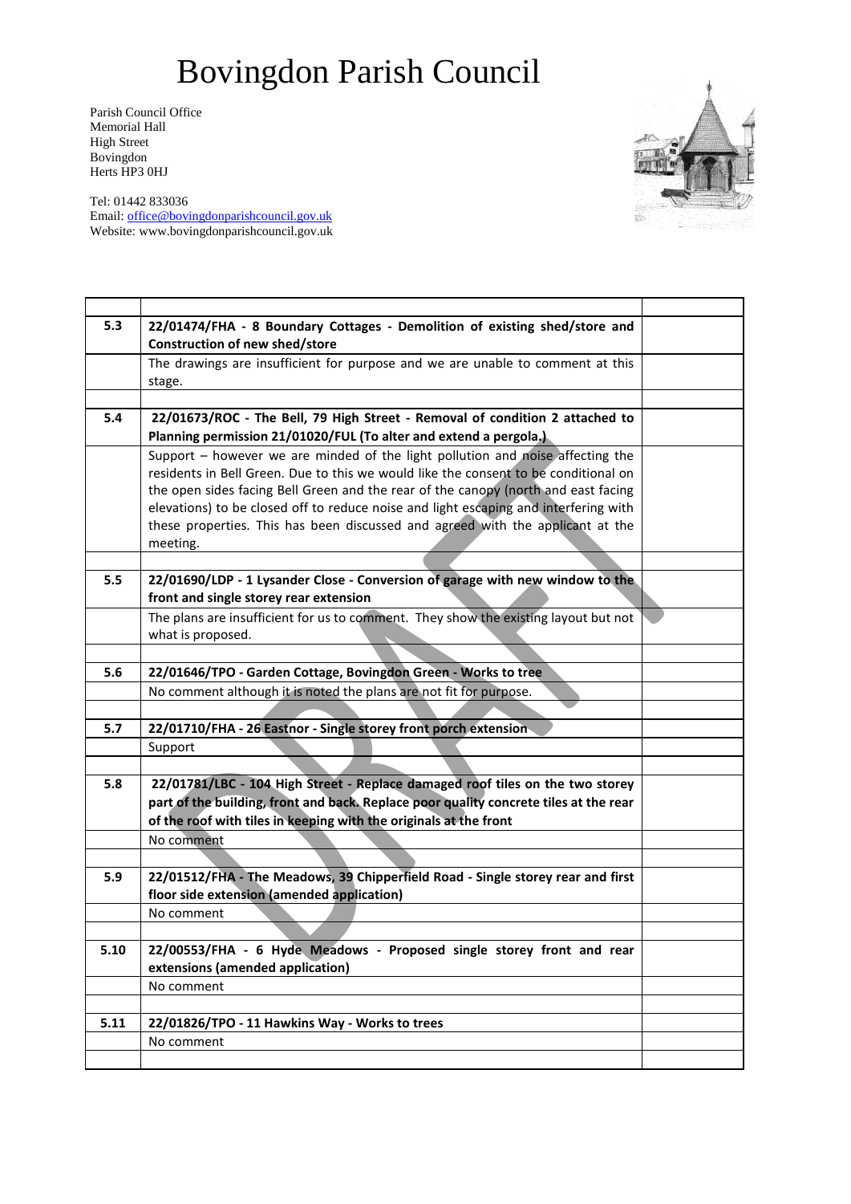# Bovingdon Parish Council

Parish Council Office
Memorial Hall
High Street
Bovingdon
Herts HP3 0HJ

Tel: 01442 833036
Email: office@bovingdonparishcouncil.gov.uk
Website: www.bovingdonparishcouncil.gov.uk

| | | |
|---|---|---|
| **5.3** | **22/01474/FHA - 8 Boundary Cottages - Demolition of existing shed/store and Construction of new shed/store** | |
| | The drawings are insufficient for purpose and we are unable to comment at this stage. | |
| | | |
| **5.4** | **22/01673/ROC - The Bell, 79 High Street - Removal of condition 2 attached to Planning permission 21/01020/FUL (To alter and extend a pergola.)** | |
| | Support – however we are minded of the light pollution and noise affecting the residents in Bell Green. Due to this we would like the consent to be conditional on the open sides facing Bell Green and the rear of the canopy (north and east facing elevations) to be closed off to reduce noise and light escaping and interfering with these properties. This has been discussed and agreed with the applicant at the meeting. | |
| | | |
| **5.5** | **22/01690/LDP - 1 Lysander Close - Conversion of garage with new window to the front and single storey rear extension** | |
| | The plans are insufficient for us to comment. They show the existing layout but not what is proposed. | |
| | | |
| **5.6** | **22/01646/TPO - Garden Cottage, Bovingdon Green - Works to tree** | |
| | No comment although it is noted the plans are not fit for purpose. | |
| | | |
| **5.7** | **22/01710/FHA - 26 Eastnor - Single storey front porch extension** | |
| | Support | |
| | | |
| **5.8** | **22/01781/LBC - 104 High Street - Replace damaged roof tiles on the two storey part of the building, front and back. Replace poor quality concrete tiles at the rear of the roof with tiles in keeping with the originals at the front** | |
| | No comment | |
| | | |
| **5.9** | **22/01512/FHA - The Meadows, 39 Chipperfield Road - Single storey rear and first floor side extension (amended application)** | |
| | No comment | |
| | | |
| **5.10** | **22/00553/FHA - 6 Hyde Meadows - Proposed single storey front and rear extensions (amended application)** | |
| | No comment | |
| | | |
| **5.11** | **22/01826/TPO - 11 Hawkins Way - Works to trees** | |
| | No comment | |
| | | |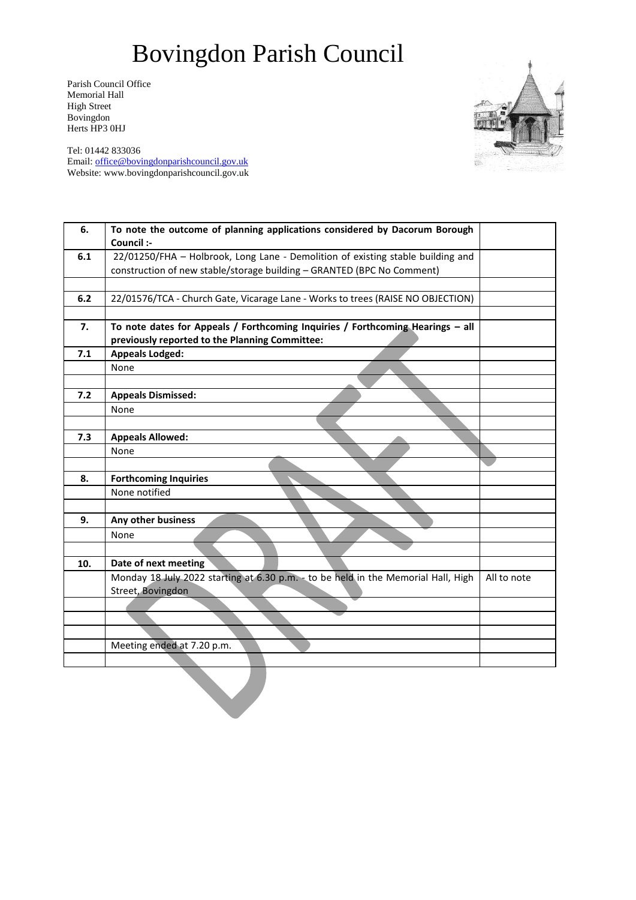# Bovingdon Parish Council

Parish Council Office
Memorial Hall
High Street
Bovingdon
Herts HP3 0HJ

Tel: 01442 833036
Email: office@bovingdonparishcouncil.gov.uk
Website: www.bovingdonparishcouncil.gov.uk

DRAFT

| | | |
|---|---|---|
| **6.** | **To note the outcome of planning applications considered by Dacorum Borough Council :-** | |
| **6.1** | 22/01250/FHA – Holbrook, Long Lane - Demolition of existing stable building and construction of new stable/storage building – GRANTED (BPC No Comment) | |
| | | |
| **6.2** | 22/01576/TCA - Church Gate, Vicarage Lane - Works to trees (RAISE NO OBJECTION) | |
| | | |
| **7.** | **To note dates for Appeals / Forthcoming Inquiries / Forthcoming Hearings – all previously reported to the Planning Committee:** | |
| **7.1** | **Appeals Lodged:** | |
| | None | |
| | | |
| **7.2** | **Appeals Dismissed:** | |
| | None | |
| | | |
| **7.3** | **Appeals Allowed:** | |
| | None | |
| | | |
| **8.** | **Forthcoming Inquiries** | |
| | None notified | |
| | | |
| **9.** | **Any other business** | |
| | None | |
| | | |
| **10.** | **Date of next meeting** | |
| | Monday 18 July 2022 starting at 6.30 p.m. - to be held in the Memorial Hall, High Street, Bovingdon | All to note |
| | | |
| | | |
| | | |
| | Meeting ended at 7.20 p.m. | |
| | | |